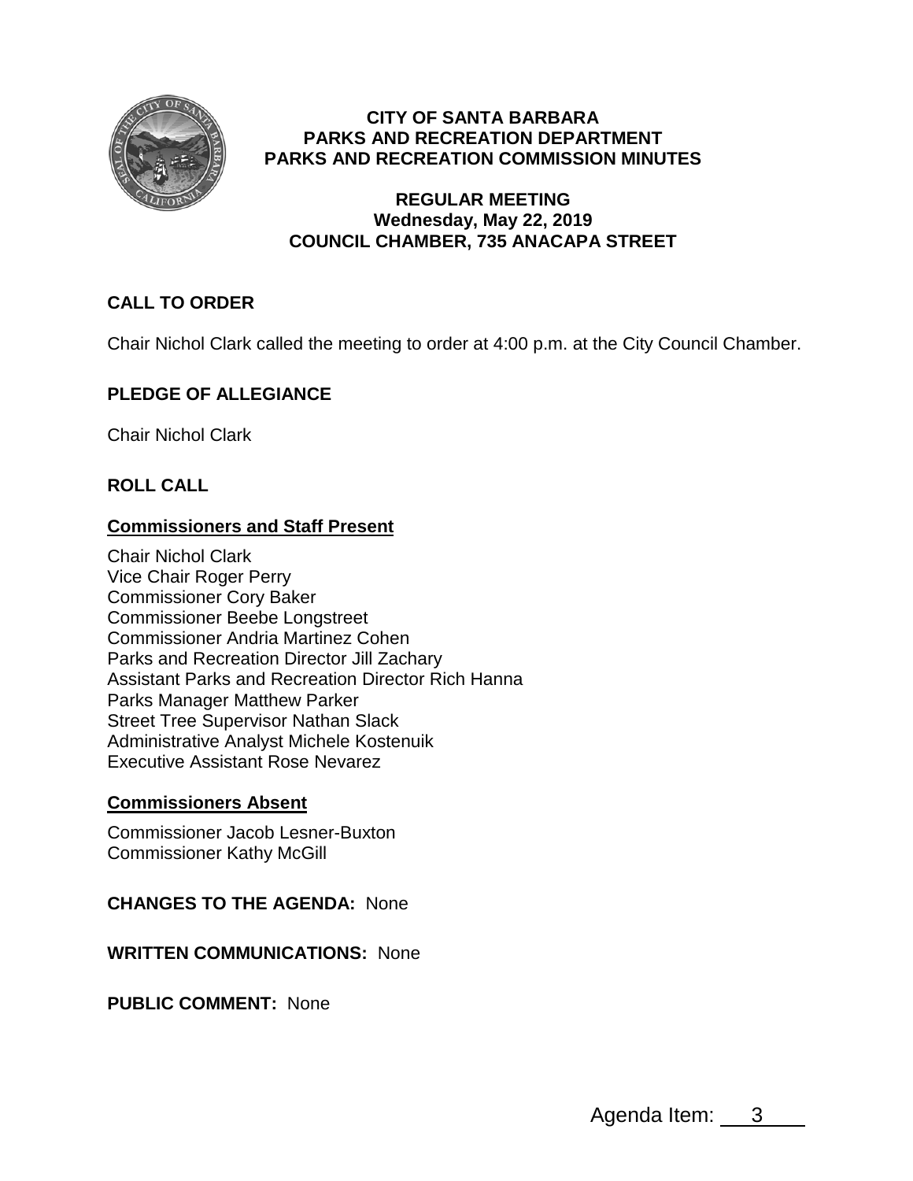# CITY OF SANTA BARBARA
# PARKS AND RECREATION DEPARTMENT
# PARKS AND RECREATION COMMISSION MINUTES

## REGULAR MEETING
## Wednesday, May 22, 2019
## COUNCIL CHAMBER, 735 ANACAPA STREET

### CALL TO ORDER

Chair Nichol Clark called the meeting to order at 4:00 p.m. at the City Council Chamber.

### PLEDGE OF ALLEGIANCE

Chair Nichol Clark

### ROLL CALL

**Commissioners and Staff Present**

Chair Nichol Clark
Vice Chair Roger Perry
Commissioner Cory Baker
Commissioner Beebe Longstreet
Commissioner Andria Martinez Cohen
Parks and Recreation Director Jill Zachary
Assistant Parks and Recreation Director Rich Hanna
Parks Manager Matthew Parker
Street Tree Supervisor Nathan Slack
Administrative Analyst Michele Kostenuik
Executive Assistant Rose Nevarez

**Commissioners Absent**

Commissioner Jacob Lesner-Buxton
Commissioner Kathy McGill

**CHANGES TO THE AGENDA:** None

**WRITTEN COMMUNICATIONS:** None

**PUBLIC COMMENT:** None

Agenda Item: 3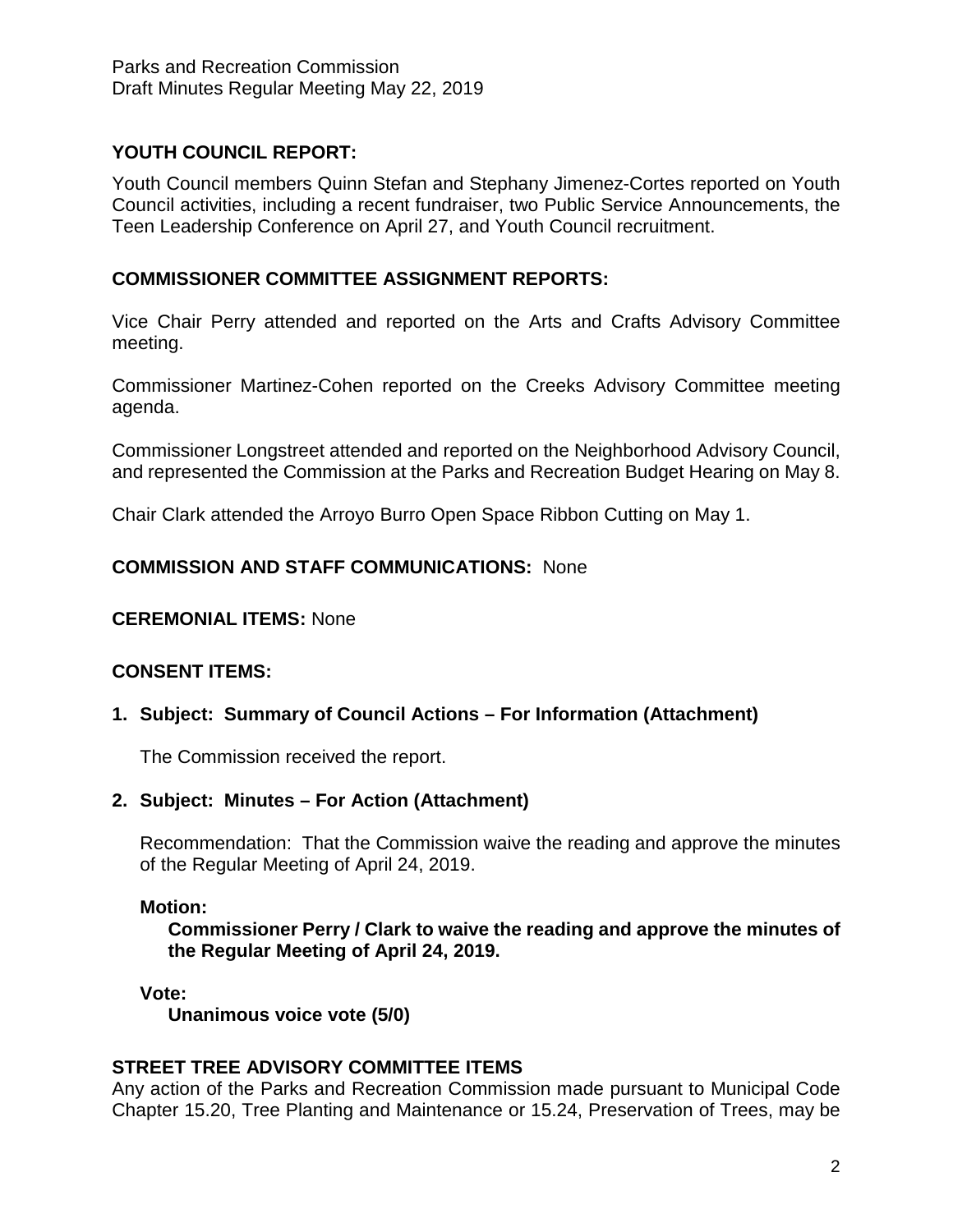**YOUTH COUNCIL REPORT:**

Youth Council members Quinn Stefan and Stephany Jimenez-Cortes reported on Youth Council activities, including a recent fundraiser, two Public Service Announcements, the Teen Leadership Conference on April 27, and Youth Council recruitment.

**COMMISSIONER COMMITTEE ASSIGNMENT REPORTS:**

Vice Chair Perry attended and reported on the Arts and Crafts Advisory Committee meeting.

Commissioner Martinez-Cohen reported on the Creeks Advisory Committee meeting agenda.

Commissioner Longstreet attended and reported on the Neighborhood Advisory Council, and represented the Commission at the Parks and Recreation Budget Hearing on May 8.

Chair Clark attended the Arroyo Burro Open Space Ribbon Cutting on May 1.

**COMMISSION AND STAFF COMMUNICATIONS:** None

**CEREMONIAL ITEMS:** None

**CONSENT ITEMS:**

**1. Subject: Summary of Council Actions – For Information (Attachment)**

The Commission received the report.

**2. Subject: Minutes – For Action (Attachment)**

Recommendation: That the Commission waive the reading and approve the minutes of the Regular Meeting of April 24, 2019.

**Motion:**

**Commissioner Perry / Clark to waive the reading and approve the minutes of the Regular Meeting of April 24, 2019.**

**Vote:**

**Unanimous voice vote (5/0)**

**STREET TREE ADVISORY COMMITTEE ITEMS**

Any action of the Parks and Recreation Commission made pursuant to Municipal Code Chapter 15.20, Tree Planting and Maintenance or 15.24, Preservation of Trees, may be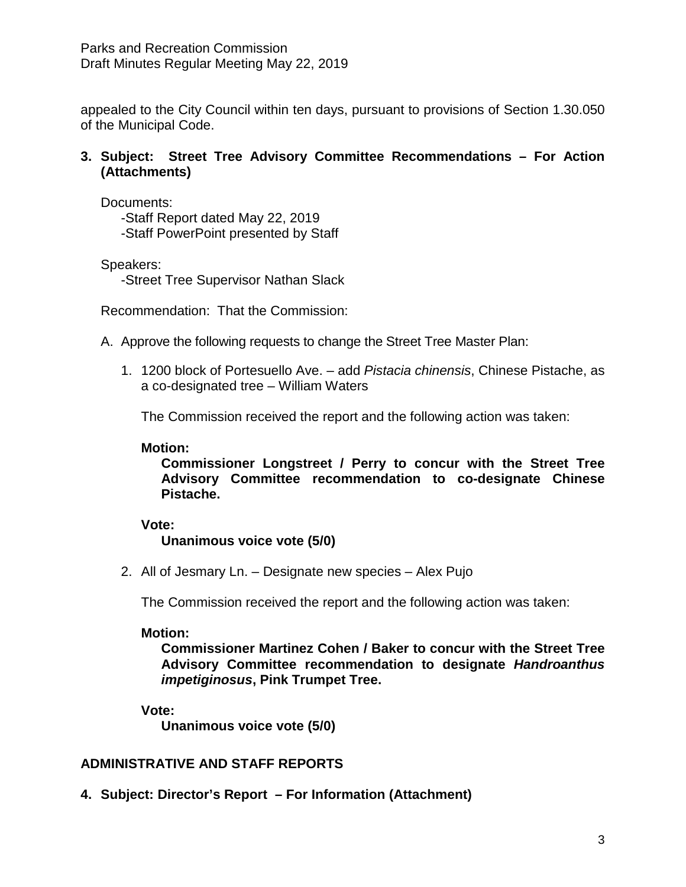appealed to the City Council within ten days, pursuant to provisions of Section 1.30.050 of the Municipal Code.

**3. Subject: Street Tree Advisory Committee Recommendations – For Action (Attachments)**

Documents:
-Staff Report dated May 22, 2019
-Staff PowerPoint presented by Staff

Speakers:
-Street Tree Supervisor Nathan Slack

Recommendation: That the Commission:

A. Approve the following requests to change the Street Tree Master Plan:

1. 1200 block of Portesuello Ave. – add *Pistacia chinensis*, Chinese Pistache, as a co-designated tree – William Waters

   The Commission received the report and the following action was taken:

   **Motion:**
   **Commissioner Longstreet / Perry to concur with the Street Tree Advisory Committee recommendation to co-designate Chinese Pistache.**

   **Vote:**
   **Unanimous voice vote (5/0)**

2. All of Jesmary Ln. – Designate new species – Alex Pujo

   The Commission received the report and the following action was taken:

   **Motion:**
   **Commissioner Martinez Cohen / Baker to concur with the Street Tree Advisory Committee recommendation to designate *Handroanthus impetiginosus*, Pink Trumpet Tree.**

   **Vote:**
   **Unanimous voice vote (5/0)**

## ADMINISTRATIVE AND STAFF REPORTS

**4. Subject: Director's Report – For Information (Attachment)**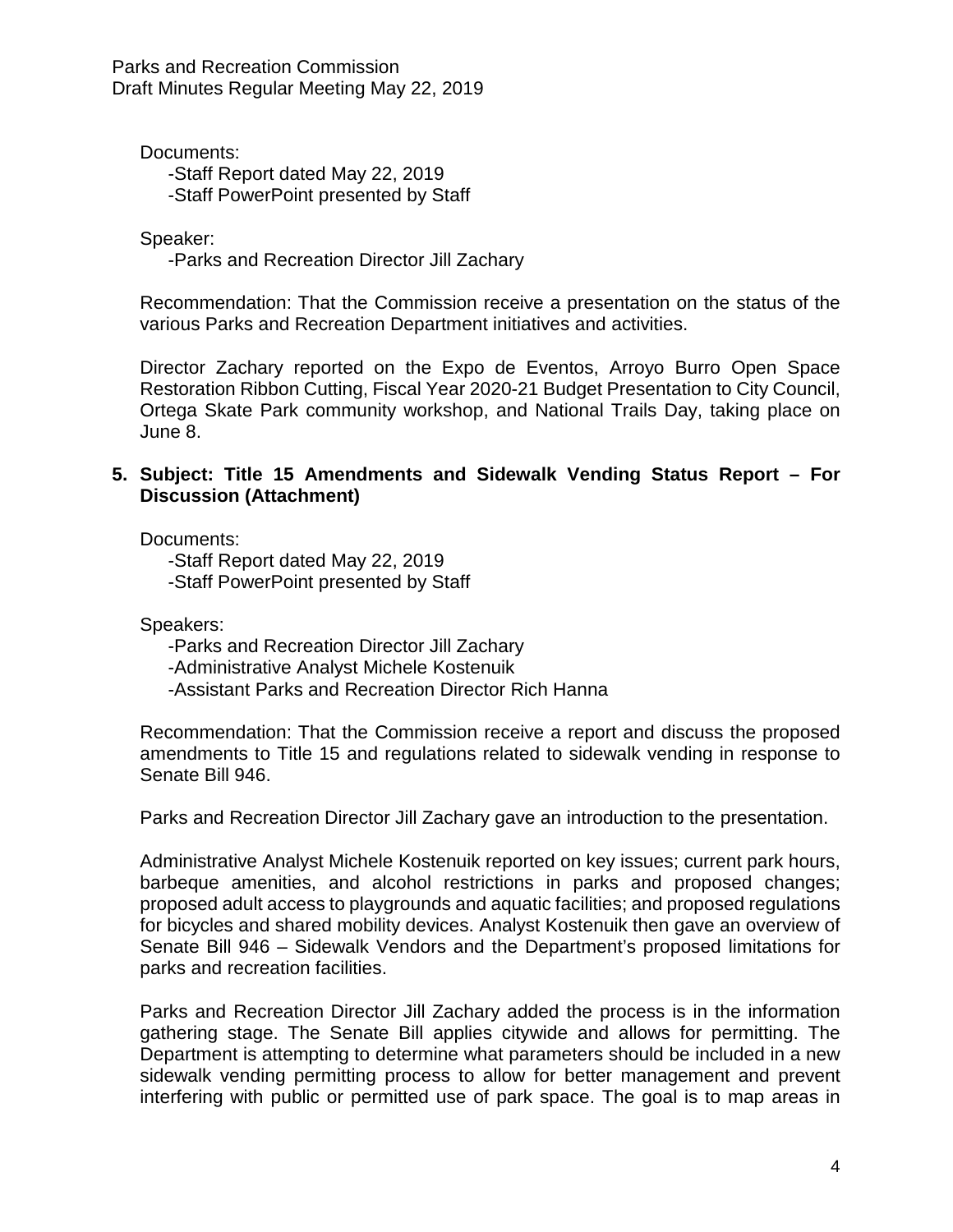Documents:

- Staff Report dated May 22, 2019
- Staff PowerPoint presented by Staff

Speaker:

- Parks and Recreation Director Jill Zachary

Recommendation: That the Commission receive a presentation on the status of the various Parks and Recreation Department initiatives and activities.

Director Zachary reported on the Expo de Eventos, Arroyo Burro Open Space Restoration Ribbon Cutting, Fiscal Year 2020-21 Budget Presentation to City Council, Ortega Skate Park community workshop, and National Trails Day, taking place on June 8.

**5. Subject: Title 15 Amendments and Sidewalk Vending Status Report – For Discussion (Attachment)**

Documents:

- Staff Report dated May 22, 2019
- Staff PowerPoint presented by Staff

Speakers:

- Parks and Recreation Director Jill Zachary
- Administrative Analyst Michele Kostenuik
- Assistant Parks and Recreation Director Rich Hanna

Recommendation: That the Commission receive a report and discuss the proposed amendments to Title 15 and regulations related to sidewalk vending in response to Senate Bill 946.

Parks and Recreation Director Jill Zachary gave an introduction to the presentation.

Administrative Analyst Michele Kostenuik reported on key issues; current park hours, barbeque amenities, and alcohol restrictions in parks and proposed changes; proposed adult access to playgrounds and aquatic facilities; and proposed regulations for bicycles and shared mobility devices. Analyst Kostenuik then gave an overview of Senate Bill 946 – Sidewalk Vendors and the Department's proposed limitations for parks and recreation facilities.

Parks and Recreation Director Jill Zachary added the process is in the information gathering stage. The Senate Bill applies citywide and allows for permitting. The Department is attempting to determine what parameters should be included in a new sidewalk vending permitting process to allow for better management and prevent interfering with public or permitted use of park space. The goal is to map areas in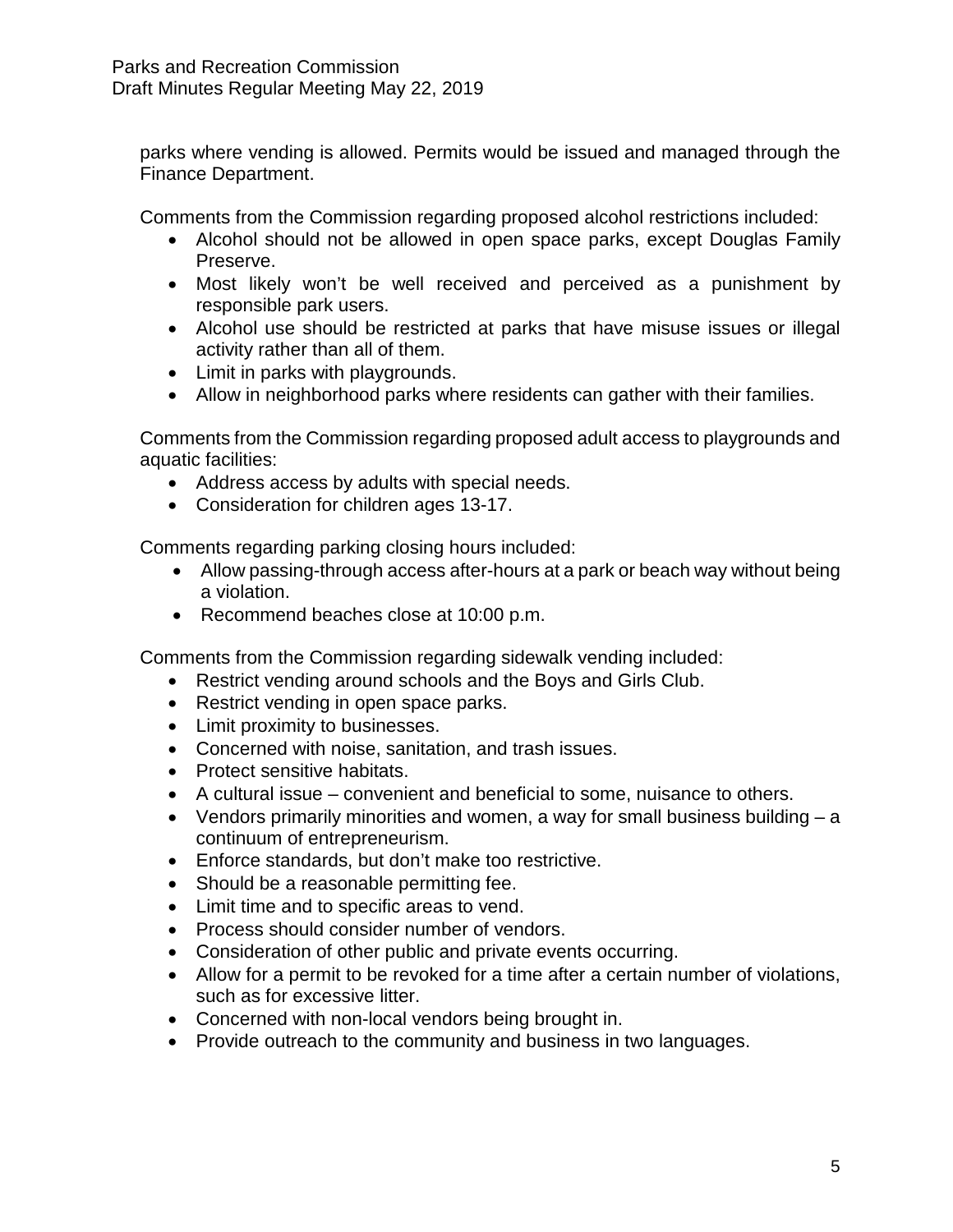parks where vending is allowed. Permits would be issued and managed through the Finance Department.

Comments from the Commission regarding proposed alcohol restrictions included:

- Alcohol should not be allowed in open space parks, except Douglas Family Preserve.
- Most likely won't be well received and perceived as a punishment by responsible park users.
- Alcohol use should be restricted at parks that have misuse issues or illegal activity rather than all of them.
- Limit in parks with playgrounds.
- Allow in neighborhood parks where residents can gather with their families.

Comments from the Commission regarding proposed adult access to playgrounds and aquatic facilities:

- Address access by adults with special needs.
- Consideration for children ages 13-17.

Comments regarding parking closing hours included:

- Allow passing-through access after-hours at a park or beach way without being a violation.
- Recommend beaches close at 10:00 p.m.

Comments from the Commission regarding sidewalk vending included:

- Restrict vending around schools and the Boys and Girls Club.
- Restrict vending in open space parks.
- Limit proximity to businesses.
- Concerned with noise, sanitation, and trash issues.
- Protect sensitive habitats.
- A cultural issue – convenient and beneficial to some, nuisance to others.
- Vendors primarily minorities and women, a way for small business building – a continuum of entrepreneurism.
- Enforce standards, but don't make too restrictive.
- Should be a reasonable permitting fee.
- Limit time and to specific areas to vend.
- Process should consider number of vendors.
- Consideration of other public and private events occurring.
- Allow for a permit to be revoked for a time after a certain number of violations, such as for excessive litter.
- Concerned with non-local vendors being brought in.
- Provide outreach to the community and business in two languages.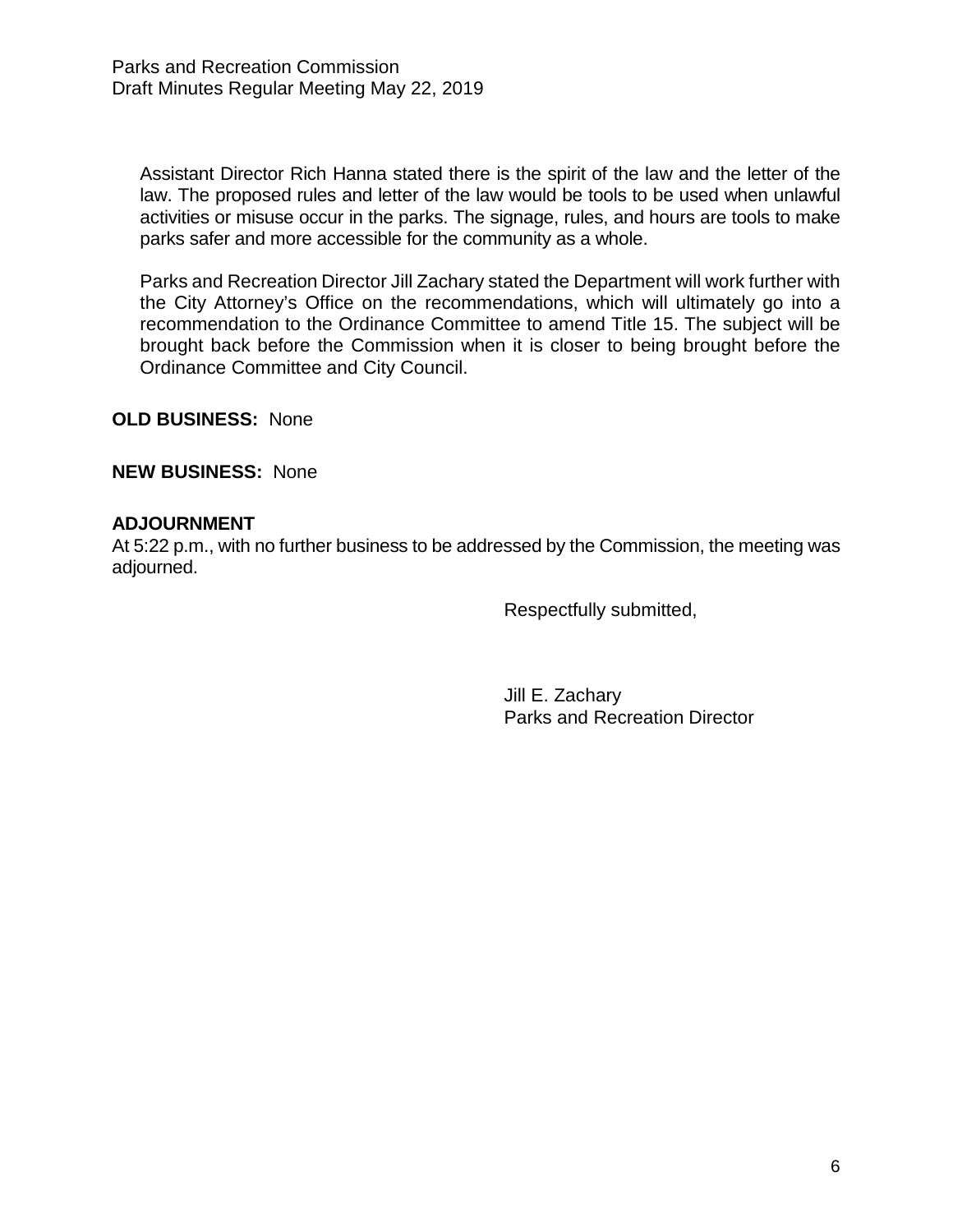Assistant Director Rich Hanna stated there is the spirit of the law and the letter of the law. The proposed rules and letter of the law would be tools to be used when unlawful activities or misuse occur in the parks. The signage, rules, and hours are tools to make parks safer and more accessible for the community as a whole.

Parks and Recreation Director Jill Zachary stated the Department will work further with the City Attorney's Office on the recommendations, which will ultimately go into a recommendation to the Ordinance Committee to amend Title 15. The subject will be brought back before the Commission when it is closer to being brought before the Ordinance Committee and City Council.

**OLD BUSINESS:** None

**NEW BUSINESS:** None

**ADJOURNMENT**

At 5:22 p.m., with no further business to be addressed by the Commission, the meeting was adjourned.

Respectfully submitted,

Jill E. Zachary
Parks and Recreation Director